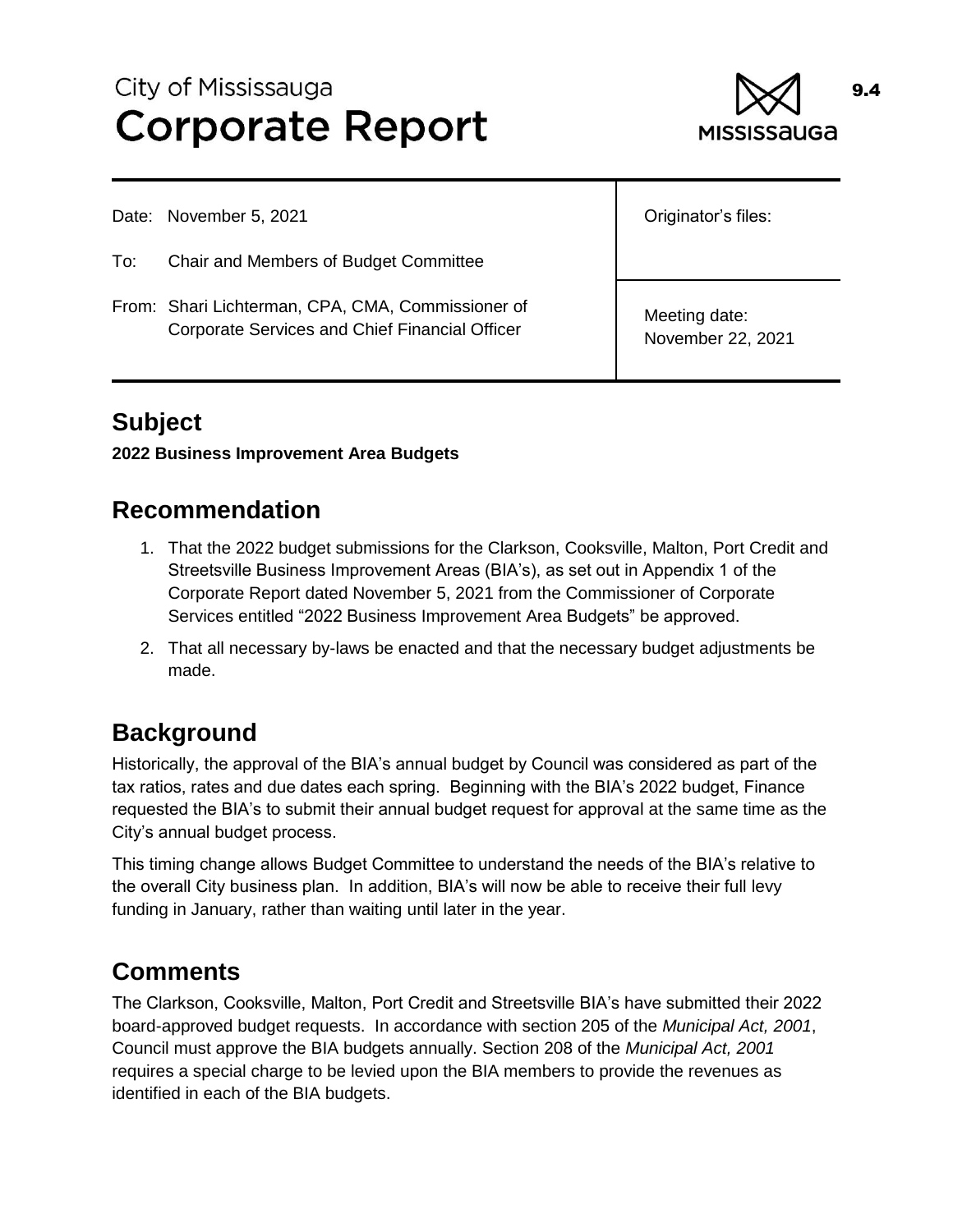City of Mississauga

# Corporate Report

9.4

| | |
|---|---|
| Date: November 5, 2021 | Originator's files: |
| To: Chair and Members of Budget Committee | |
| From: Shari Lichterman, CPA, CMA, Commissioner of Corporate Services and Chief Financial Officer | Meeting date: November 22, 2021 |

## Subject

**2022 Business Improvement Area Budgets**

## Recommendation

1. That the 2022 budget submissions for the Clarkson, Cooksville, Malton, Port Credit and Streetsville Business Improvement Areas (BIA's), as set out in Appendix 1 of the Corporate Report dated November 5, 2021 from the Commissioner of Corporate Services entitled "2022 Business Improvement Area Budgets" be approved.
2. That all necessary by-laws be enacted and that the necessary budget adjustments be made.

## Background

Historically, the approval of the BIA's annual budget by Council was considered as part of the tax ratios, rates and due dates each spring. Beginning with the BIA's 2022 budget, Finance requested the BIA's to submit their annual budget request for approval at the same time as the City's annual budget process.

This timing change allows Budget Committee to understand the needs of the BIA's relative to the overall City business plan. In addition, BIA's will now be able to receive their full levy funding in January, rather than waiting until later in the year.

## Comments

The Clarkson, Cooksville, Malton, Port Credit and Streetsville BIA's have submitted their 2022 board-approved budget requests. In accordance with section 205 of the *Municipal Act, 2001*, Council must approve the BIA budgets annually. Section 208 of the *Municipal Act, 2001* requires a special charge to be levied upon the BIA members to provide the revenues as identified in each of the BIA budgets.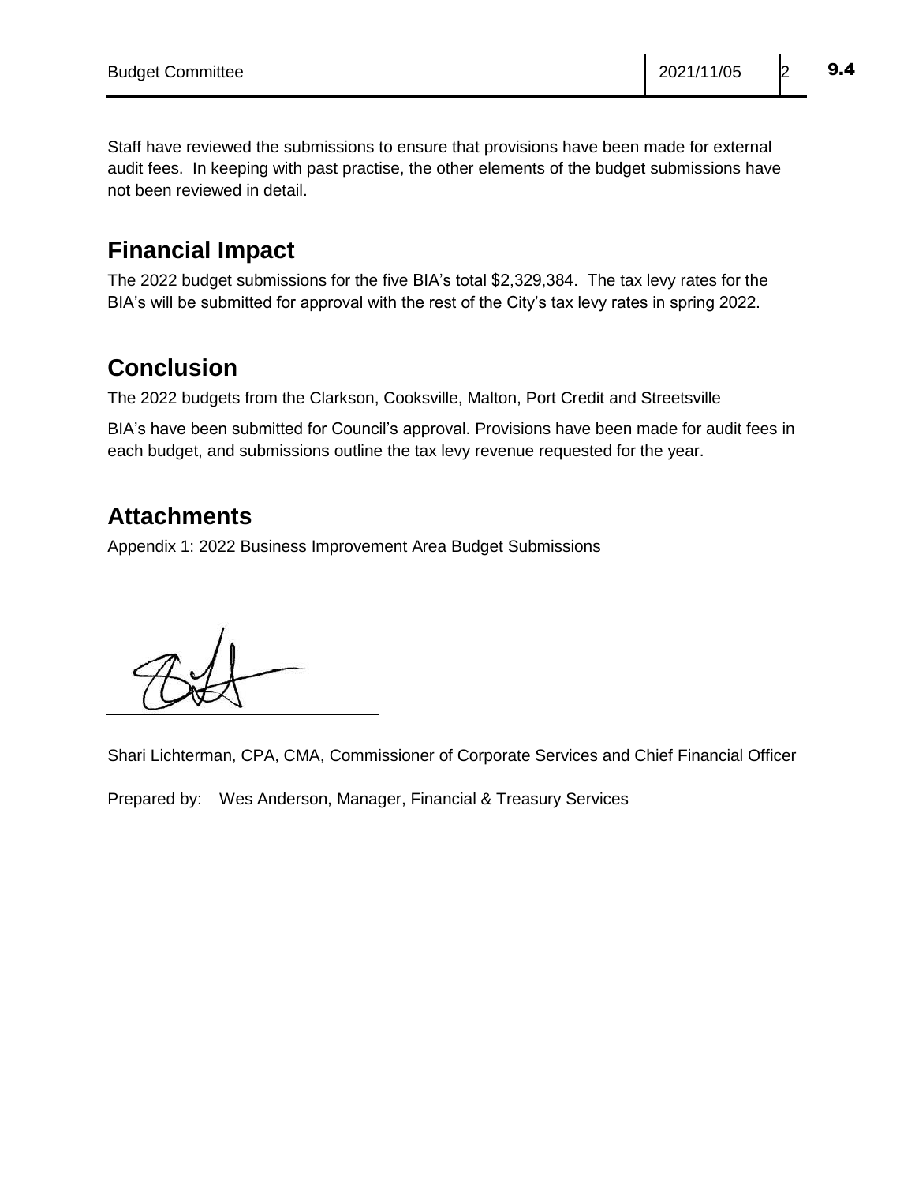Staff have reviewed the submissions to ensure that provisions have been made for external audit fees. In keeping with past practise, the other elements of the budget submissions have not been reviewed in detail.

## Financial Impact

The 2022 budget submissions for the five BIA's total $2,329,384. The tax levy rates for the BIA's will be submitted for approval with the rest of the City's tax levy rates in spring 2022.

## Conclusion

The 2022 budgets from the Clarkson, Cooksville, Malton, Port Credit and Streetsville

BIA's have been submitted for Council's approval. Provisions have been made for audit fees in each budget, and submissions outline the tax levy revenue requested for the year.

## Attachments

Appendix 1: 2022 Business Improvement Area Budget Submissions

Shari Lichterman, CPA, CMA, Commissioner of Corporate Services and Chief Financial Officer

Prepared by: Wes Anderson, Manager, Financial & Treasury Services